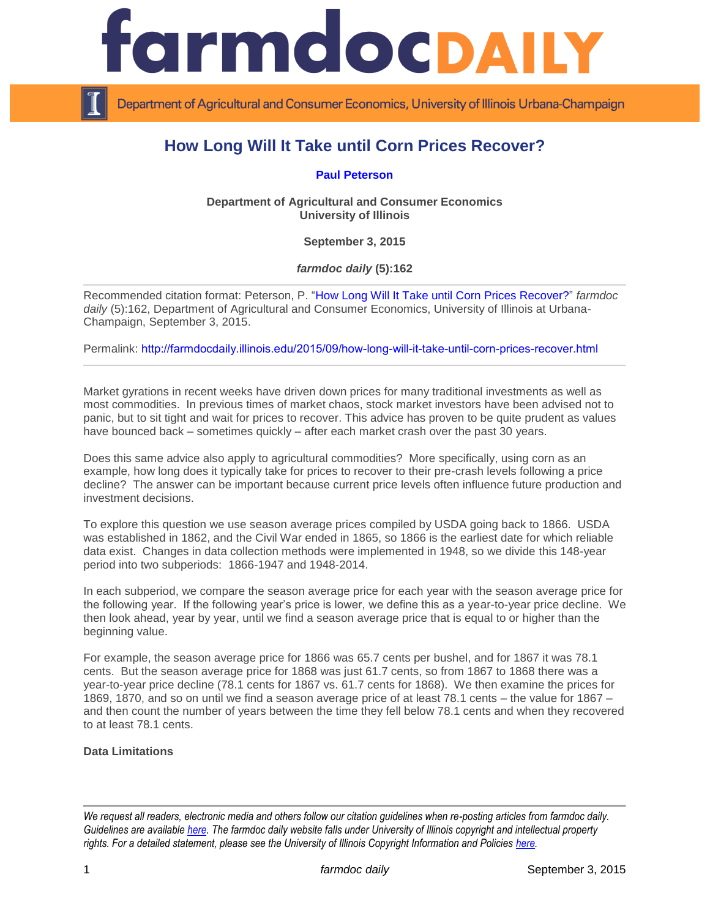# How Long Will It Take until Corn Prices Recover?

**Paul Peterson**

**Department of Agricultural and Consumer Economics**
**University of Illinois**

**September 3, 2015**

***farmdoc daily* (5):162**

Recommended citation format: Peterson, P. "How Long Will It Take until Corn Prices Recover?" *farmdoc daily* (5):162, Department of Agricultural and Consumer Economics, University of Illinois at Urbana-Champaign, September 3, 2015.

Permalink: http://farmdocdaily.illinois.edu/2015/09/how-long-will-it-take-until-corn-prices-recover.html

Market gyrations in recent weeks have driven down prices for many traditional investments as well as most commodities. In previous times of market chaos, stock market investors have been advised not to panic, but to sit tight and wait for prices to recover. This advice has proven to be quite prudent as values have bounced back – sometimes quickly – after each market crash over the past 30 years.

Does this same advice also apply to agricultural commodities? More specifically, using corn as an example, how long does it typically take for prices to recover to their pre-crash levels following a price decline? The answer can be important because current price levels often influence future production and investment decisions.

To explore this question we use season average prices compiled by USDA going back to 1866. USDA was established in 1862, and the Civil War ended in 1865, so 1866 is the earliest date for which reliable data exist. Changes in data collection methods were implemented in 1948, so we divide this 148-year period into two subperiods: 1866-1947 and 1948-2014.

In each subperiod, we compare the season average price for each year with the season average price for the following year. If the following year's price is lower, we define this as a year-to-year price decline. We then look ahead, year by year, until we find a season average price that is equal to or higher than the beginning value.

For example, the season average price for 1866 was 65.7 cents per bushel, and for 1867 it was 78.1 cents. But the season average price for 1868 was just 61.7 cents, so from 1867 to 1868 there was a year-to-year price decline (78.1 cents for 1867 vs. 61.7 cents for 1868). We then examine the prices for 1869, 1870, and so on until we find a season average price of at least 78.1 cents – the value for 1867 – and then count the number of years between the time they fell below 78.1 cents and when they recovered to at least 78.1 cents.

**Data Limitations**

*We request all readers, electronic media and others follow our citation guidelines when re-posting articles from farmdoc daily. Guidelines are available here. The farmdoc daily website falls under University of Illinois copyright and intellectual property rights. For a detailed statement, please see the University of Illinois Copyright Information and Policies here.*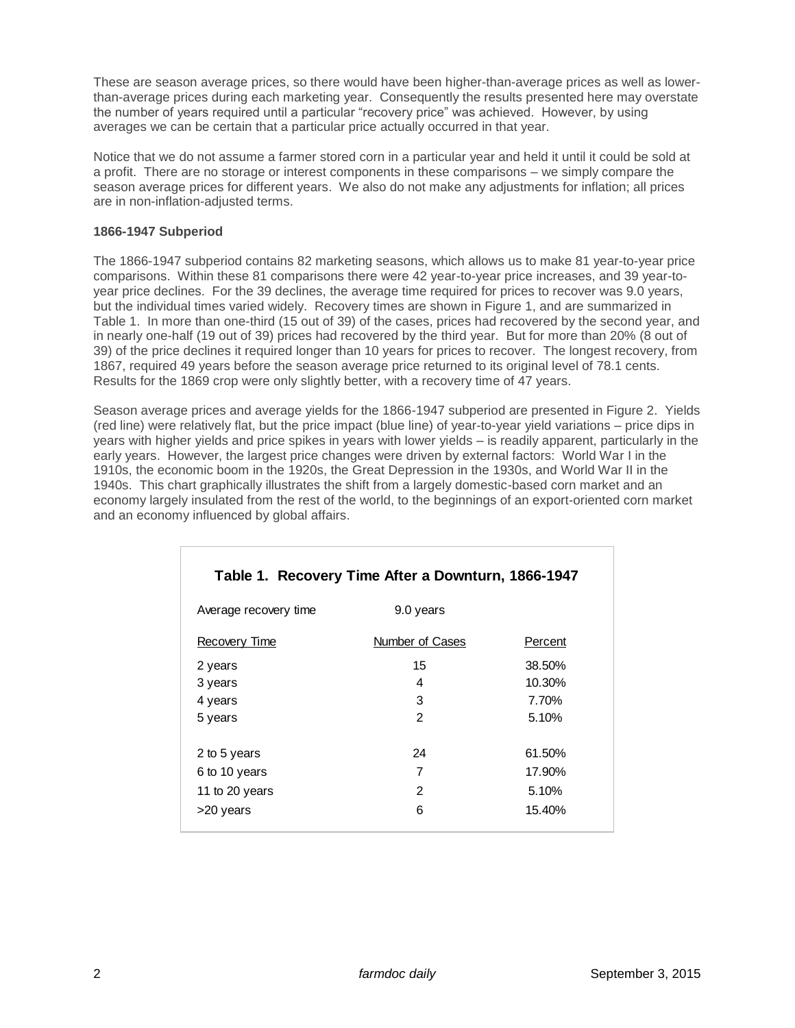These are season average prices, so there would have been higher-than-average prices as well as lower-than-average prices during each marketing year. Consequently the results presented here may overstate the number of years required until a particular "recovery price" was achieved. However, by using averages we can be certain that a particular price actually occurred in that year.

Notice that we do not assume a farmer stored corn in a particular year and held it until it could be sold at a profit. There are no storage or interest components in these comparisons – we simply compare the season average prices for different years. We also do not make any adjustments for inflation; all prices are in non-inflation-adjusted terms.

**1866-1947 Subperiod**

The 1866-1947 subperiod contains 82 marketing seasons, which allows us to make 81 year-to-year price comparisons. Within these 81 comparisons there were 42 year-to-year price increases, and 39 year-to-year price declines. For the 39 declines, the average time required for prices to recover was 9.0 years, but the individual times varied widely. Recovery times are shown in Figure 1, and are summarized in Table 1. In more than one-third (15 out of 39) of the cases, prices had recovered by the second year, and in nearly one-half (19 out of 39) prices had recovered by the third year. But for more than 20% (8 out of 39) of the price declines it required longer than 10 years for prices to recover. The longest recovery, from 1867, required 49 years before the season average price returned to its original level of 78.1 cents. Results for the 1869 crop were only slightly better, with a recovery time of 47 years.

Season average prices and average yields for the 1866-1947 subperiod are presented in Figure 2. Yields (red line) were relatively flat, but the price impact (blue line) of year-to-year yield variations – price dips in years with higher yields and price spikes in years with lower yields – is readily apparent, particularly in the early years. However, the largest price changes were driven by external factors: World War I in the 1910s, the economic boom in the 1920s, the Great Depression in the 1930s, and World War II in the 1940s. This chart graphically illustrates the shift from a largely domestic-based corn market and an economy largely insulated from the rest of the world, to the beginnings of an export-oriented corn market and an economy influenced by global affairs.

**Table 1. Recovery Time After a Downturn, 1866-1947**

Average recovery time: 9.0 years

| Recovery Time | Number of Cases | Percent |
|---|---|---|
| 2 years | 15 | 38.50% |
| 3 years | 4 | 10.30% |
| 4 years | 3 | 7.70% |
| 5 years | 2 | 5.10% |
| | | |
| 2 to 5 years | 24 | 61.50% |
| 6 to 10 years | 7 | 17.90% |
| 11 to 20 years | 2 | 5.10% |
| >20 years | 6 | 15.40% |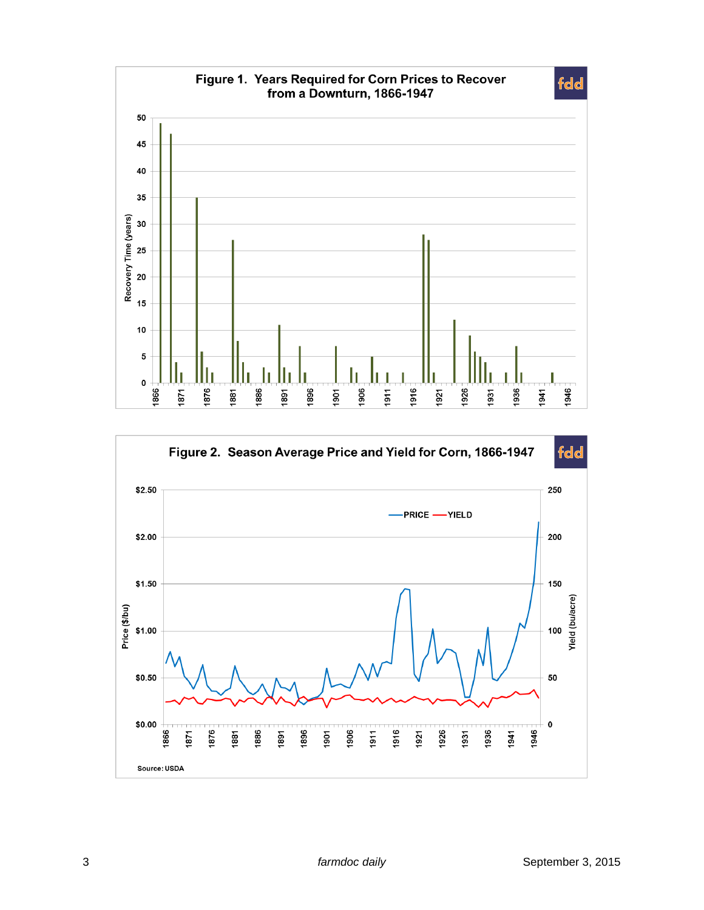**Figure 1. Years Required for Corn Prices to Recover from a Downturn, 1866-1947**

**Figure 2. Season Average Price and Yield for Corn, 1866-1947**

Source: USDA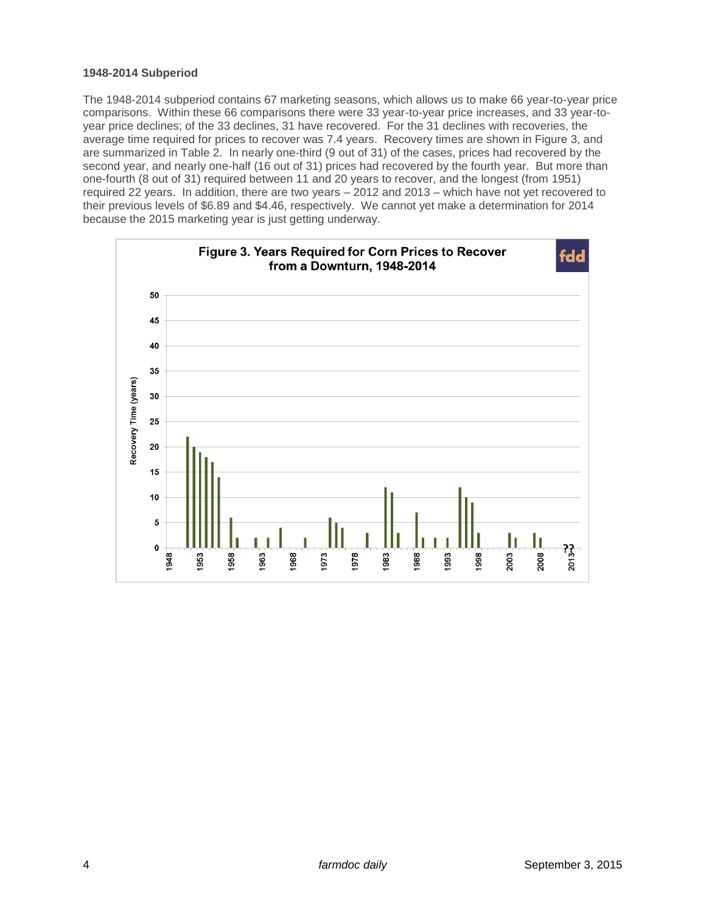### 1948-2014 Subperiod

The 1948-2014 subperiod contains 67 marketing seasons, which allows us to make 66 year-to-year price comparisons. Within these 66 comparisons there were 33 year-to-year price increases, and 33 year-to-year price declines; of the 33 declines, 31 have recovered. For the 31 declines with recoveries, the average time required for prices to recover was 7.4 years. Recovery times are shown in Figure 3, and are summarized in Table 2. In nearly one-third (9 out of 31) of the cases, prices had recovered by the second year, and nearly one-half (16 out of 31) prices had recovered by the fourth year. But more than one-fourth (8 out of 31) required between 11 and 20 years to recover, and the longest (from 1951) required 22 years. In addition, there are two years – 2012 and 2013 – which have not yet recovered to their previous levels of $6.89 and $4.46, respectively. We cannot yet make a determination for 2014 because the 2015 marketing year is just getting underway.

Figure 3. Years Required for Corn Prices to Recover from a Downturn, 1948-2014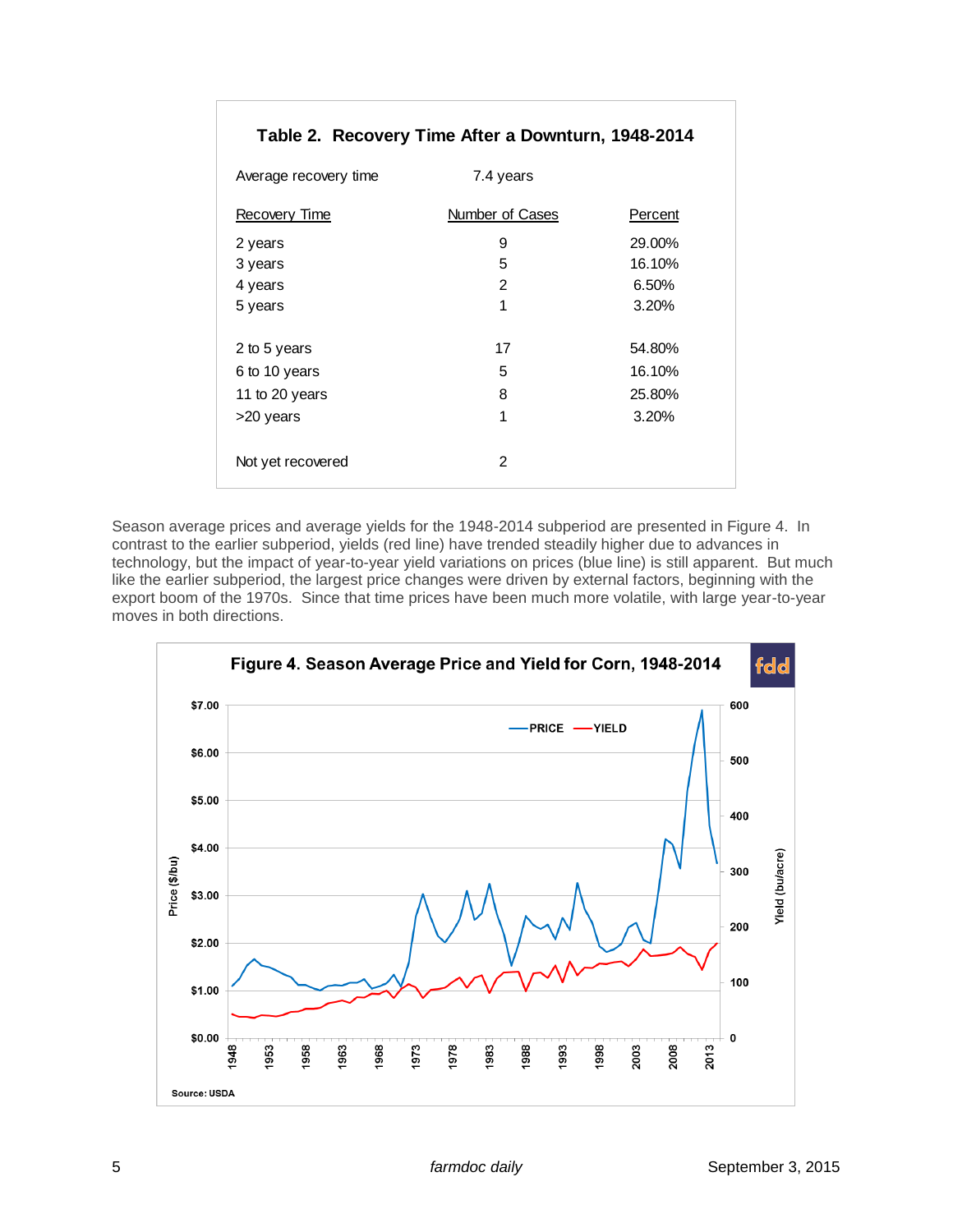**Table 2. Recovery Time After a Downturn, 1948-2014**

| Average recovery time | 7.4 years | |
|---|---|---|
| **Recovery Time** | **Number of Cases** | **Percent** |
| 2 years | 9 | 29.00% |
| 3 years | 5 | 16.10% |
| 4 years | 2 | 6.50% |
| 5 years | 1 | 3.20% |
| | | |
| 2 to 5 years | 17 | 54.80% |
| 6 to 10 years | 5 | 16.10% |
| 11 to 20 years | 8 | 25.80% |
| >20 years | 1 | 3.20% |
| | | |
| Not yet recovered | 2 | |

Season average prices and average yields for the 1948-2014 subperiod are presented in Figure 4. In contrast to the earlier subperiod, yields (red line) have trended steadily higher due to advances in technology, but the impact of year-to-year yield variations on prices (blue line) is still apparent. But much like the earlier subperiod, the largest price changes were driven by external factors, beginning with the export boom of the 1970s. Since that time prices have been much more volatile, with large year-to-year moves in both directions.

**Figure 4. Season Average Price and Yield for Corn, 1948-2014**

Source: USDA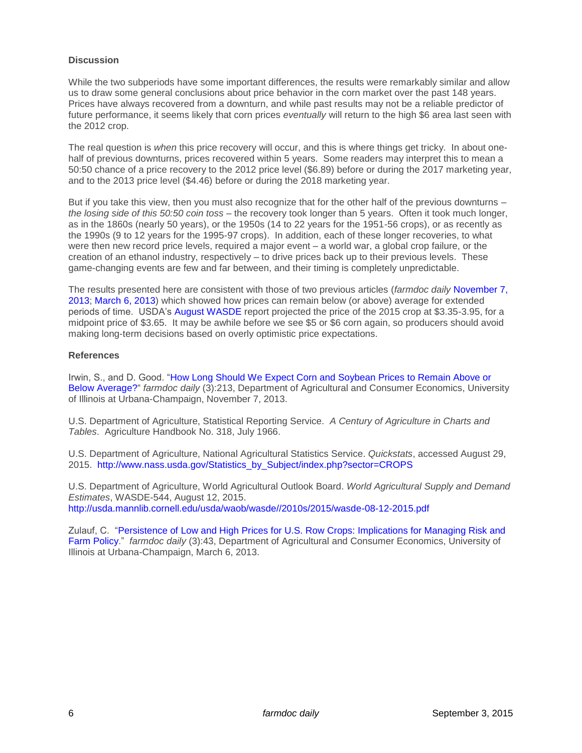## Discussion

While the two subperiods have some important differences, the results were remarkably similar and allow us to draw some general conclusions about price behavior in the corn market over the past 148 years. Prices have always recovered from a downturn, and while past results may not be a reliable predictor of future performance, it seems likely that corn prices *eventually* will return to the high $6 area last seen with the 2012 crop.

The real question is *when* this price recovery will occur, and this is where things get tricky. In about one-half of previous downturns, prices recovered within 5 years. Some readers may interpret this to mean a 50:50 chance of a price recovery to the 2012 price level ($6.89) before or during the 2017 marketing year, and to the 2013 price level ($4.46) before or during the 2018 marketing year.

But if you take this view, then you must also recognize that for the other half of the previous downturns – *the losing side of this 50:50 coin toss* – the recovery took longer than 5 years. Often it took much longer, as in the 1860s (nearly 50 years), or the 1950s (14 to 22 years for the 1951-56 crops), or as recently as the 1990s (9 to 12 years for the 1995-97 crops). In addition, each of these longer recoveries, to what were then new record price levels, required a major event – a world war, a global crop failure, or the creation of an ethanol industry, respectively – to drive prices back up to their previous levels. These game-changing events are few and far between, and their timing is completely unpredictable.

The results presented here are consistent with those of two previous articles (*farmdoc daily* November 7, 2013; March 6, 2013) which showed how prices can remain below (or above) average for extended periods of time. USDA's August WASDE report projected the price of the 2015 crop at $3.35-3.95, for a midpoint price of $3.65. It may be awhile before we see $5 or $6 corn again, so producers should avoid making long-term decisions based on overly optimistic price expectations.

## References

Irwin, S., and D. Good. "How Long Should We Expect Corn and Soybean Prices to Remain Above or Below Average?" *farmdoc daily* (3):213, Department of Agricultural and Consumer Economics, University of Illinois at Urbana-Champaign, November 7, 2013.

U.S. Department of Agriculture, Statistical Reporting Service. *A Century of Agriculture in Charts and Tables*. Agriculture Handbook No. 318, July 1966.

U.S. Department of Agriculture, National Agricultural Statistics Service. *Quickstats*, accessed August 29, 2015. http://www.nass.usda.gov/Statistics_by_Subject/index.php?sector=CROPS

U.S. Department of Agriculture, World Agricultural Outlook Board. *World Agricultural Supply and Demand Estimates*, WASDE-544, August 12, 2015. http://usda.mannlib.cornell.edu/usda/waob/wasde//2010s/2015/wasde-08-12-2015.pdf

Zulauf, C. "Persistence of Low and High Prices for U.S. Row Crops: Implications for Managing Risk and Farm Policy." *farmdoc daily* (3):43, Department of Agricultural and Consumer Economics, University of Illinois at Urbana-Champaign, March 6, 2013.